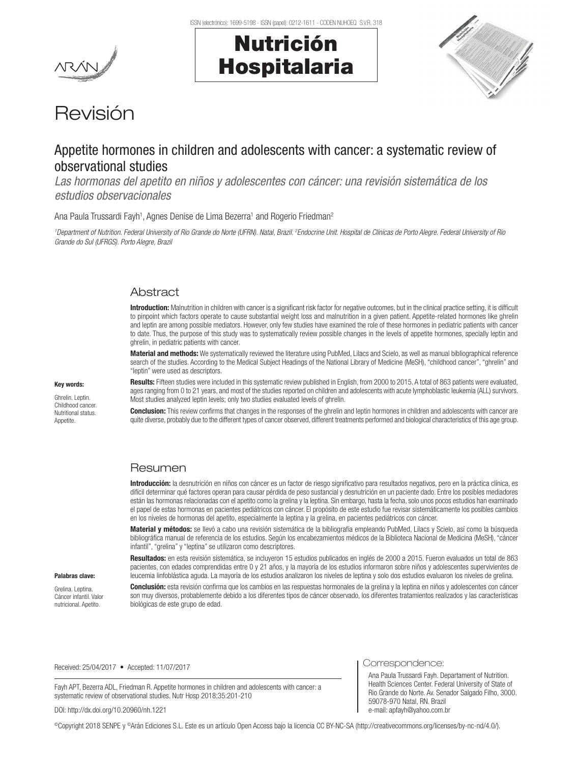ISSN (electrónico): 1699-5198 - ISSN (papel): 0212-1611 - CODEN NUHOEQ S.V.R. 318

# Nutrición Hospitalaria

## Revisión

# Appetite hormones in children and adolescents with cancer: a systematic review of observational studies

*Las hormonas del apetito en niños y adolescentes con cáncer: una revisión sistemática de los estudios observacionales*

Ana Paula Trussardi Fayh[1], Agnes Denise de Lima Bezerra[1] and Rogerio Friedman[2]

[1]*Department of Nutrition. Federal University of Rio Grande do Norte (UFRN). Natal, Brazil.* [2]*Endocrine Unit. Hospital de Clínicas de Porto Alegre. Federal University of Rio Grande do Sul (UFRGS). Porto Alegre, Brazil*

## Abstract

**Introduction:** Malnutrition in children with cancer is a significant risk factor for negative outcomes, but in the clinical practice setting, it is difficult to pinpoint which factors operate to cause substantial weight loss and malnutrition in a given patient. Appetite-related hormones like ghrelin and leptin are among possible mediators. However, only few studies have examined the role of these hormones in pediatric patients with cancer to date. Thus, the purpose of this study was to systematically review possible changes in the levels of appetite hormones, specially leptin and ghrelin, in pediatric patients with cancer.

**Material and methods:** We systematically reviewed the literature using PubMed, Lilacs and Scielo, as well as manual bibliographical reference search of the studies. According to the Medical Subject Headings of the National Library of Medicine (MeSH), "childhood cancer", "ghrelin" and "leptin" were used as descriptors.

**Results:** Fifteen studies were included in this systematic review published in English, from 2000 to 2015. A total of 863 patients were evaluated, ages ranging from 0 to 21 years, and most of the studies reported on children and adolescents with acute lymphoblastic leukemia (ALL) survivors. Most studies analyzed leptin levels; only two studies evaluated levels of ghrelin.

**Conclusion:** This review confirms that changes in the responses of the ghrelin and leptin hormones in children and adolescents with cancer are quite diverse, probably due to the different types of cancer observed, different treatments performed and biological characteristics of this age group.

**Key words:**

Ghrelin. Leptin. Childhood cancer. Nutritional status. Appetite.

## Resumen

**Introducción:** la desnutrición en niños con cáncer es un factor de riesgo significativo para resultados negativos, pero en la práctica clínica, es difícil determinar qué factores operan para causar pérdida de peso sustancial y desnutrición en un paciente dado. Entre los posibles mediadores están las hormonas relacionadas con el apetito como la grelina y la leptina. Sin embargo, hasta la fecha, solo unos pocos estudios han examinado el papel de estas hormonas en pacientes pediátricos con cáncer. El propósito de este estudio fue revisar sistemáticamente los posibles cambios en los niveles de hormonas del apetito, especialmente la leptina y la grelina, en pacientes pediátricos con cáncer.

**Material y métodos:** se llevó a cabo una revisión sistemática de la bibliografía empleando PubMed, Lilacs y Scielo, así como la búsqueda bibliográfica manual de referencia de los estudios. Según los encabezamientos médicos de la Biblioteca Nacional de Medicina (MeSH), "cáncer infantil", "grelina" y "leptina" se utilizaron como descriptores.

**Resultados:** en esta revisión sistemática, se incluyeron 15 estudios publicados en inglés de 2000 a 2015. Fueron evaluados un total de 863 pacientes, con edades comprendidas entre 0 y 21 años, y la mayoría de los estudios informaron sobre niños y adolescentes supervivientes de leucemia linfoblástica aguda. La mayoría de los estudios analizaron los niveles de leptina y solo dos estudios evaluaron los niveles de grelina.

**Conclusión:** esta revisión confirma que los cambios en las respuestas hormonales de la grelina y la leptina en niños y adolescentes con cáncer son muy diversos, probablemente debido a los diferentes tipos de cáncer observado, los diferentes tratamientos realizados y las características biológicas de este grupo de edad.

**Palabras clave:**

Grelina. Leptina. Cáncer infantil. Valor nutricional. Apetito.

Received: 25/04/2017 • Accepted: 11/07/2017

Fayh APT, Bezerra ADL, Friedman R. Appetite hormones in children and adolescents with cancer: a systematic review of observational studies. Nutr Hosp 2018;35:201-210

DOI: http://dx.doi.org/10.20960/nh.1221

**Correspondence:**

Ana Paula Trussardi Fayh. Departament of Nutrition. Health Sciences Center. Federal University of State of Rio Grande do Norte. Av. Senador Salgado Filho, 3000. 59078-970 Natal, RN. Brazil
e-mail: apfayh@yahoo.com.br

©Copyright 2018 SENPE y ©Arán Ediciones S.L. Este es un artículo Open Access bajo la licencia CC BY-NC-SA (http://creativecommons.org/licenses/by-nc-nd/4.0/).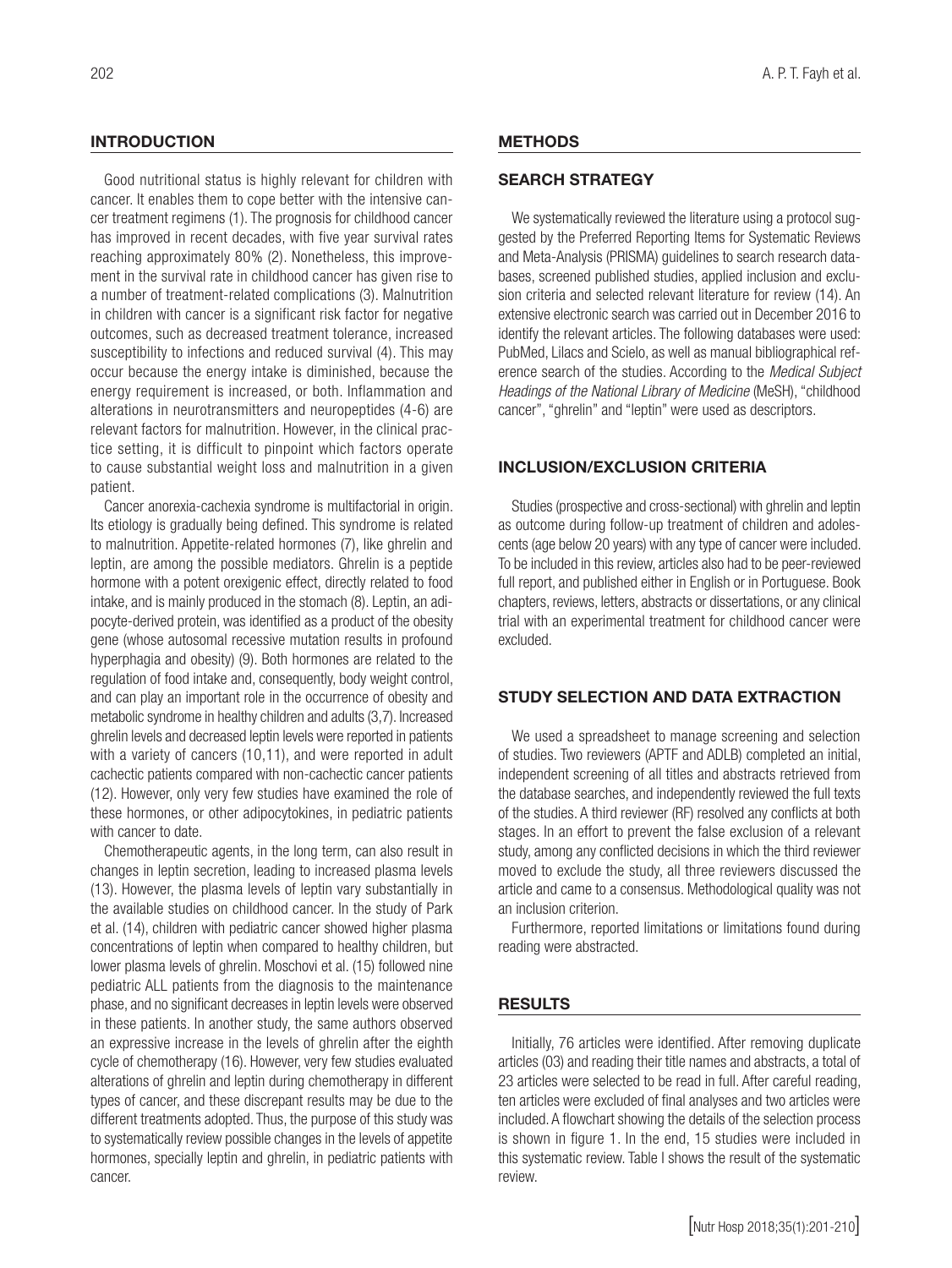## INTRODUCTION

Good nutritional status is highly relevant for children with cancer. It enables them to cope better with the intensive cancer treatment regimens (1). The prognosis for childhood cancer has improved in recent decades, with five year survival rates reaching approximately 80% (2). Nonetheless, this improvement in the survival rate in childhood cancer has given rise to a number of treatment-related complications (3). Malnutrition in children with cancer is a significant risk factor for negative outcomes, such as decreased treatment tolerance, increased susceptibility to infections and reduced survival (4). This may occur because the energy intake is diminished, because the energy requirement is increased, or both. Inflammation and alterations in neurotransmitters and neuropeptides (4-6) are relevant factors for malnutrition. However, in the clinical practice setting, it is difficult to pinpoint which factors operate to cause substantial weight loss and malnutrition in a given patient.

Cancer anorexia-cachexia syndrome is multifactorial in origin. Its etiology is gradually being defined. This syndrome is related to malnutrition. Appetite-related hormones (7), like ghrelin and leptin, are among the possible mediators. Ghrelin is a peptide hormone with a potent orexigenic effect, directly related to food intake, and is mainly produced in the stomach (8). Leptin, an adipocyte-derived protein, was identified as a product of the obesity gene (whose autosomal recessive mutation results in profound hyperphagia and obesity) (9). Both hormones are related to the regulation of food intake and, consequently, body weight control, and can play an important role in the occurrence of obesity and metabolic syndrome in healthy children and adults (3,7). Increased ghrelin levels and decreased leptin levels were reported in patients with a variety of cancers (10,11), and were reported in adult cachectic patients compared with non-cachectic cancer patients (12). However, only very few studies have examined the role of these hormones, or other adipocytokines, in pediatric patients with cancer to date.

Chemotherapeutic agents, in the long term, can also result in changes in leptin secretion, leading to increased plasma levels (13). However, the plasma levels of leptin vary substantially in the available studies on childhood cancer. In the study of Park et al. (14), children with pediatric cancer showed higher plasma concentrations of leptin when compared to healthy children, but lower plasma levels of ghrelin. Moschovi et al. (15) followed nine pediatric ALL patients from the diagnosis to the maintenance phase, and no significant decreases in leptin levels were observed in these patients. In another study, the same authors observed an expressive increase in the levels of ghrelin after the eighth cycle of chemotherapy (16). However, very few studies evaluated alterations of ghrelin and leptin during chemotherapy in different types of cancer, and these discrepant results may be due to the different treatments adopted. Thus, the purpose of this study was to systematically review possible changes in the levels of appetite hormones, specially leptin and ghrelin, in pediatric patients with cancer.

## METHODS

### SEARCH STRATEGY

We systematically reviewed the literature using a protocol suggested by the Preferred Reporting Items for Systematic Reviews and Meta-Analysis (PRISMA) guidelines to search research databases, screened published studies, applied inclusion and exclusion criteria and selected relevant literature for review (14). An extensive electronic search was carried out in December 2016 to identify the relevant articles. The following databases were used: PubMed, Lilacs and Scielo, as well as manual bibliographical reference search of the studies. According to the *Medical Subject Headings of the National Library of Medicine* (MeSH), "childhood cancer", "ghrelin" and "leptin" were used as descriptors.

### INCLUSION/EXCLUSION CRITERIA

Studies (prospective and cross-sectional) with ghrelin and leptin as outcome during follow-up treatment of children and adolescents (age below 20 years) with any type of cancer were included. To be included in this review, articles also had to be peer-reviewed full report, and published either in English or in Portuguese. Book chapters, reviews, letters, abstracts or dissertations, or any clinical trial with an experimental treatment for childhood cancer were excluded.

### STUDY SELECTION AND DATA EXTRACTION

We used a spreadsheet to manage screening and selection of studies. Two reviewers (APTF and ADLB) completed an initial, independent screening of all titles and abstracts retrieved from the database searches, and independently reviewed the full texts of the studies. A third reviewer (RF) resolved any conflicts at both stages. In an effort to prevent the false exclusion of a relevant study, among any conflicted decisions in which the third reviewer moved to exclude the study, all three reviewers discussed the article and came to a consensus. Methodological quality was not an inclusion criterion.

Furthermore, reported limitations or limitations found during reading were abstracted.

## RESULTS

Initially, 76 articles were identified. After removing duplicate articles (03) and reading their title names and abstracts, a total of 23 articles were selected to be read in full. After careful reading, ten articles were excluded of final analyses and two articles were included. A flowchart showing the details of the selection process is shown in figure 1. In the end, 15 studies were included in this systematic review. Table I shows the result of the systematic review.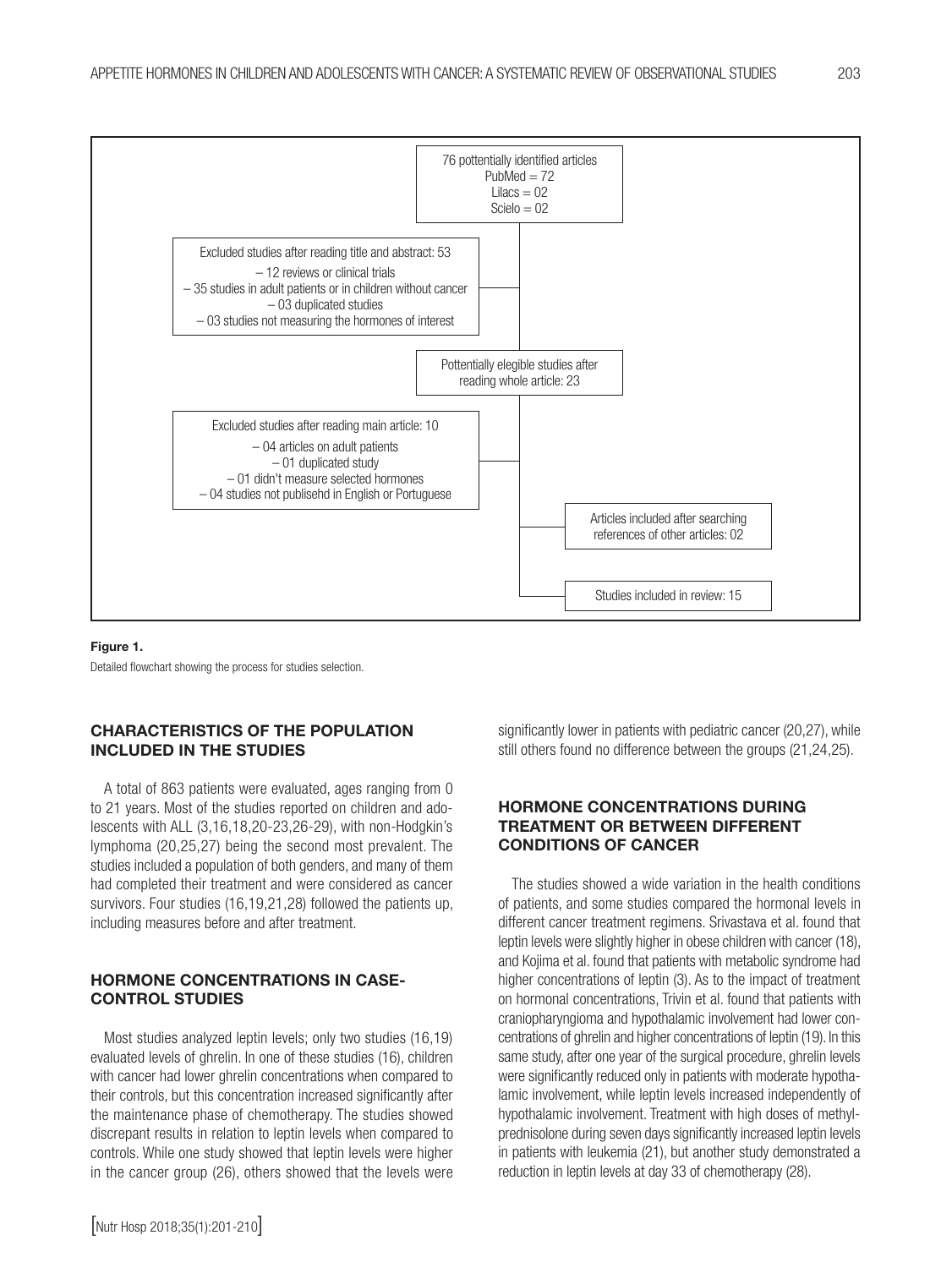76 pottentially identified articles
PubMed = 72
Lilacs = 02
Scielo = 02

Excluded studies after reading title and abstract: 53
– 12 reviews or clinical trials
– 35 studies in adult patients or in children without cancer
– 03 duplicated studies
– 03 studies not measuring the hormones of interest

Pottentially elegible studies after reading whole article: 23

Excluded studies after reading main article: 10
– 04 articles on adult patients
– 01 duplicated study
– 01 didn't measure selected hormones
– 04 studies not publisehd in English or Portuguese

Articles included after searching references of other articles: 02

Studies included in review: 15

**Figure 1.**

Detailed flowchart showing the process for studies selection.

## CHARACTERISTICS OF THE POPULATION INCLUDED IN THE STUDIES

A total of 863 patients were evaluated, ages ranging from 0 to 21 years. Most of the studies reported on children and adolescents with ALL (3,16,18,20-23,26-29), with non-Hodgkin's lymphoma (20,25,27) being the second most prevalent. The studies included a population of both genders, and many of them had completed their treatment and were considered as cancer survivors. Four studies (16,19,21,28) followed the patients up, including measures before and after treatment.

## HORMONE CONCENTRATIONS IN CASE-CONTROL STUDIES

Most studies analyzed leptin levels; only two studies (16,19) evaluated levels of ghrelin. In one of these studies (16), children with cancer had lower ghrelin concentrations when compared to their controls, but this concentration increased significantly after the maintenance phase of chemotherapy. The studies showed discrepant results in relation to leptin levels when compared to controls. While one study showed that leptin levels were higher in the cancer group (26), others showed that the levels were significantly lower in patients with pediatric cancer (20,27), while still others found no difference between the groups (21,24,25).

## HORMONE CONCENTRATIONS DURING TREATMENT OR BETWEEN DIFFERENT CONDITIONS OF CANCER

The studies showed a wide variation in the health conditions of patients, and some studies compared the hormonal levels in different cancer treatment regimens. Srivastava et al. found that leptin levels were slightly higher in obese children with cancer (18), and Kojima et al. found that patients with metabolic syndrome had higher concentrations of leptin (3). As to the impact of treatment on hormonal concentrations, Trivin et al. found that patients with craniopharyngioma and hypothalamic involvement had lower concentrations of ghrelin and higher concentrations of leptin (19). In this same study, after one year of the surgical procedure, ghrelin levels were significantly reduced only in patients with moderate hypothalamic involvement, while leptin levels increased independently of hypothalamic involvement. Treatment with high doses of methylprednisolone during seven days significantly increased leptin levels in patients with leukemia (21), but another study demonstrated a reduction in leptin levels at day 33 of chemotherapy (28).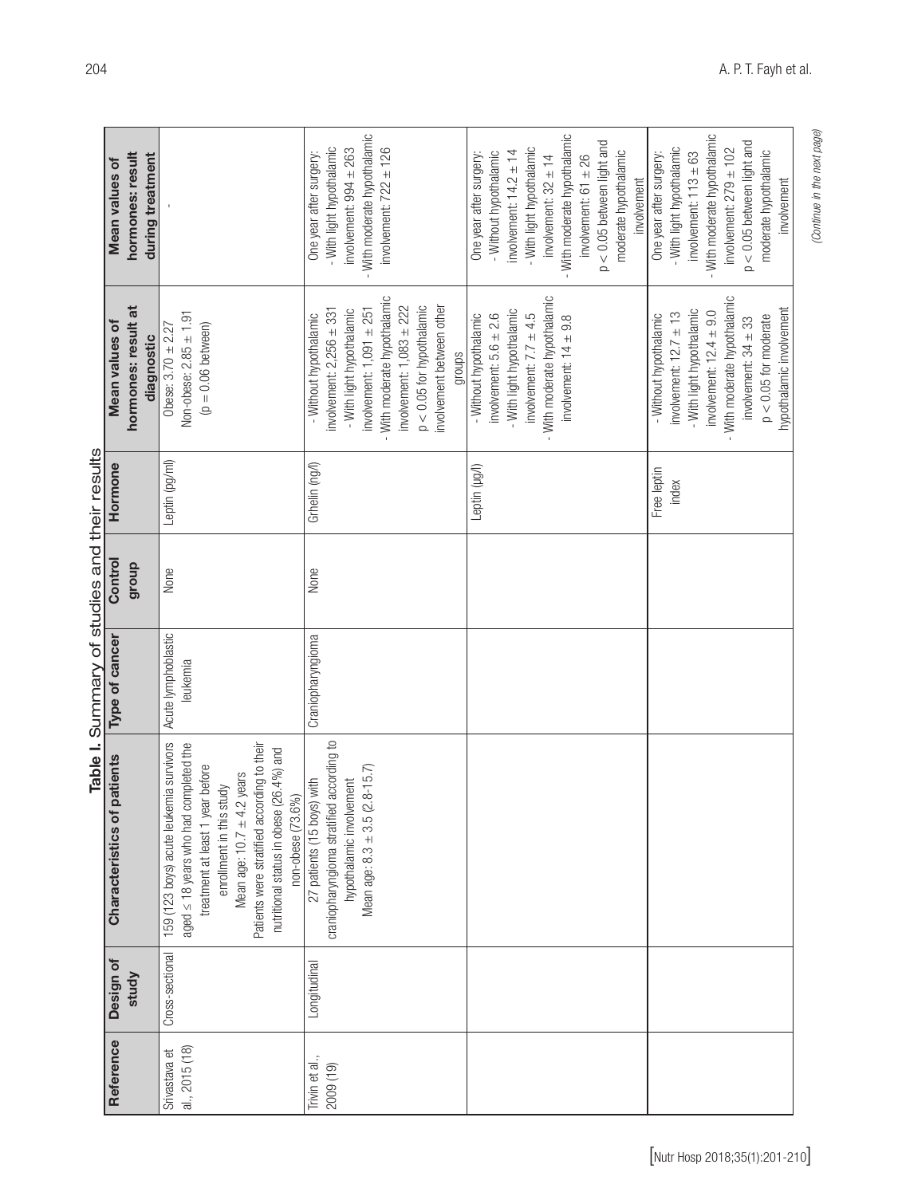**Table I.** Summary of studies and their results

| Reference | Design of study | Characteristics of patients | Type of cancer | Control group | Hormone | Mean values of hormones: result at diagnostic | Mean values of hormones: result during treatment |
|---|---|---|---|---|---|---|---|
| Srivastava et al., 2015 (18) | Cross-sectional | 159 (123 boys) acute leukemia survivors aged ≤ 18 years who had completed the treatment at least 1 year before enrollment in this study<br>Mean age: 10.7 ± 4.2 years<br>Patients were stratified according to their nutritional status in obese (26.4%) and non-obese (73.6%) | Acute lymphoblastic leukemia | None | Leptin (pg/ml) | Obese: 3.70 ± 2.27<br>Non-obese: 2.85 ± 1.91<br>($p = 0.06$ between) | - |
| Trivin et al., 2009 (19) | Longitudinal | 27 patients (15 boys) with craniopharyngioma stratified according to hypothalamic involvement<br>Mean age: 8.3 ± 3.5 (2.8-15.7) | Craniopharyngioma | None | Grhelin (ng/l) | - Without hypothalamic involvement: 2,256 ± 331<br>- With light hypothalamic involvement: 1,091 ± 251<br>- With moderate hypothalamic involvement: 1,083 ± 222<br>$p < 0.05$ for hypothalamic involvement between other groups | One year after surgery:<br>- With light hypothalamic involvement: 994 ± 263<br>- With moderate hypothalamic involvement: 722 ± 126 |
| | | | | | Leptin (µg/l) | - Without hypothalamic involvement: 5.6 ± 2.6<br>- With light hypothalamic involvement: 7.7 ± 4.5<br>- With moderate hypothalamic involvement: 14 ± 9.8 | One year after surgery:<br>- Without hypothalamic involvement: 14.2 ± 14<br>- With light hypothalamic involvement: 32 ± 14<br>- With moderate hypothalamic involvement: 61 ± 26<br>$p < 0.05$ between light and moderate hypothalamic involvement |
| | | | | | Free leptin index | - Without hypothalamic involvement: 12.7 ± 13<br>- With light hypothalamic involvement: 12.4 ± 9.0<br>- With moderate hypothalamic involvement: 34 ± 33<br>$p < 0.05$ for moderate hypothalamic involvement | One year after surgery:<br>- With light hypothalamic involvement: 113 ± 63<br>- With moderate hypothalamic involvement: 279 ± 102<br>$p < 0.05$ between light and moderate hypothalamic involvement |

*(Continue in the next page)*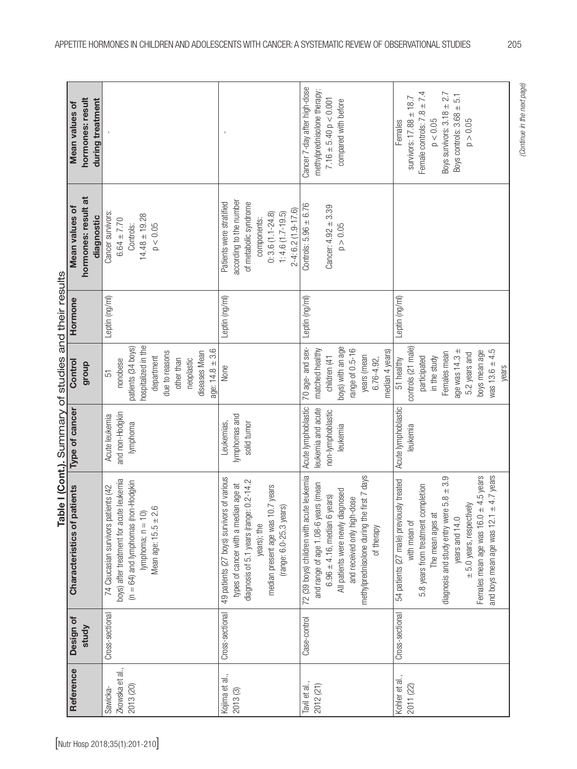**Table I (Cont.). Summary of studies and their results**

| Reference | Design of study | Characteristics of patients | Type of cancer | Control group | Hormone | Mean values of hormones: result at diagnostic | Mean values of hormones: result during treatment |
|---|---|---|---|---|---|---|---|
| Sawicka-Zkowska et al., 2013 (20) | Cross-sectional | 74 Caucasian survivors patients (42 boys) after treatment for acute leukemia (n = 64) and lymphomas (non-Hodgkin lymphoma; n = 10) Mean age: 15.5 ± 2.6 | Acute leukemia and non-Hodgkin lymphoma | 51 nonobese patients (34 boys) hospitalized in the department due to reasons other than neoplastic diseases Mean age: 14.8 ± 3.6 | Leptin (ng/ml) | Cancer survivors: 6.64 ± 7.70 Controls: 14.48 ± 19.28 $p < 0.05$ | - |
| Kojima et al., 2013 (3) | Cross-sectional | 49 patients (27 boys) survivors of various types of cancer with a median age at diagnosis of 5.1 years (range: 0.2-14.2 years); the median present age was 10.7 years (range: 6.0-25.3 years) | Leukemias, lymphomas and solid tumor | None | Leptin (ng/ml) | Patients were stratified according to the number of metabolic syndrome components: 0: 3.6 (1.1-24.8) 1: 4.6 (1.7-19.5) 2-4: 6.2 (1.9-17.6) | - |
| Tavil et al., 2012 (21) | Case-control | 72 (39 boys) children with acute leukemia and range of age 1.08-6 years (mean 6.96 ± 4.16, median 6 years) All patients were newly diagnosed and received only high-dose methylprednisolone during the first 7 days of therapy | Acute lymphoblastic leukemia and acute non-lymphoblastic leukemia | 70 age- and sex-matched healthy children (41 boys) with an age range of 0.5-16 years (mean 6.76-4.92, median 4 years) | Leptin (ng/ml) | Controls: 5.96 ± 6.76 Cancer: 4.92 ± 3.39 $p > 0.05$ | Cancer 7-day after high-dose methylprednisolone therapy: 7.16 ± 5.40 $p < 0.001$ compared with before |
| Kohler et al., 2011 (22) | Cross-sectional | 54 patients (27 male) previously treated with mean of 5.8 years from treatment completion The mean ages at diagnosis and study entry were 5.8 ± 3.9 years and 14.0 ± 5.0 years, respectively Females mean age was 16.0 ± 4.5 years and boys mean age was 12.1 ± 4.7 years | Acute lymphoblastic leukemia | 51 healthy controls (21 male) participated in the study Females mean age was 14.3 ± 5.2 years and boys mean age was 13.6 ± 4.5 years | Leptin (ng/ml) | | Females survivors: 17.88 ± 18.7 Female controls: 7.8 ± 7.4 $p < 0.05$ Boys survivors: 3.18 ± 2.7 Boys controls: 3.68 ± 5.1 $p > 0.05$ |

*(Continue in the next page)*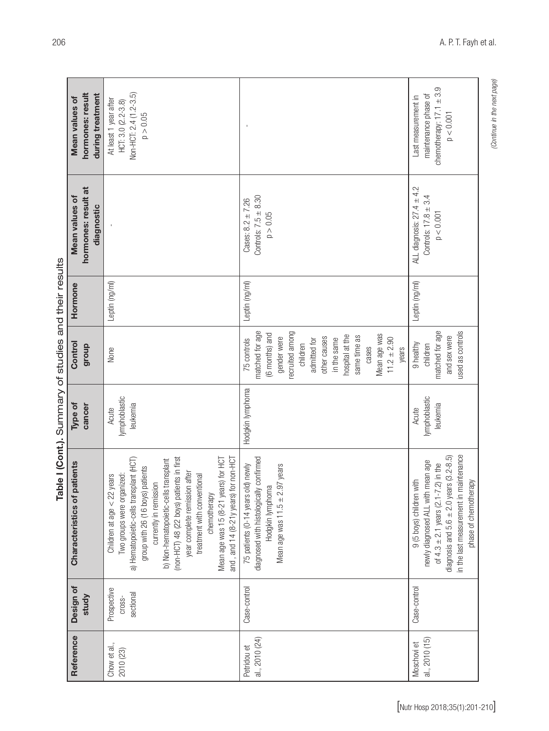**Table I (Cont.).** Summary of studies and their results

| Reference | Design of study | Characteristics of patients | Type of cancer | Control group | Hormone | Mean values of hormones: result at diagnostic | Mean values of hormones: result during treatment |
|---|---|---|---|---|---|---|---|
| Chow et al., 2010 (23) | Prospective cross-sectional | Children at age < 22 years<br>Two groups were organized:<br>a) Hematopoietic-cells transplant (HCT) group with 26 (16 boys) patients currently in remission<br>b) Non-hematopoietic-cells transplant (non-HCT) 48 (22 boys) patients in first year complete remission after treatment with conventional chemotherapy<br>Mean age was 15 (8-21 years) for HCT and , and 14 (8-21y years) for non-HCT | Acute lymphoblastic leukemia | None | Leptin (ng/ml) | - | At least 1 year after<br>HCT: 3.0 (2.2-3.8)<br>Non-HCT: 2.4 (1.2-3.5)<br>$p > 0.05$ |
| Petridou et al., 2010 (24) | Case-control | 75 patients (0-14 years old) newly diagnosed with histologically confirmed Hodgkin lymphoma<br>Mean age was 11.5 ± 2.97 years | Hodgkin lymphoma | 75 controls matched for age (6 months) and gender were recruited among children admitted for other causes in the same hospital at the same time as cases<br>Mean age was 11.2 ± 2.90 years | Leptin (ng/ml) | Cases: 8.2 ± 7.26<br>Controls: 7.5 ± 8.30<br>$p > 0.05$ | - |
| Moschovi et al., 2010 (15) | Case-control | 9 (5 boys) children with newly diagnosed ALL with mean age of 4.3 ± 2.1 years (2.1-7.2) in the diagnosis and 5.6 ± 2.0 years (3.2-8.5) in the last measurement in maintenance phase of chemotherapy | Acute lymphoblastic leukemia | 9 healthy children matched for age and sex were used as controls | Leptin (ng/ml) | ALL diagnosis: 27.4 ± 4.2<br>Controls: 17.8 ± 3.4<br>$p < 0.001$ | Last measurement in maintenance phase of chemotherapy: 17.1 ± 3.9<br>$p < 0.001$ |

*(Continue in the next page)*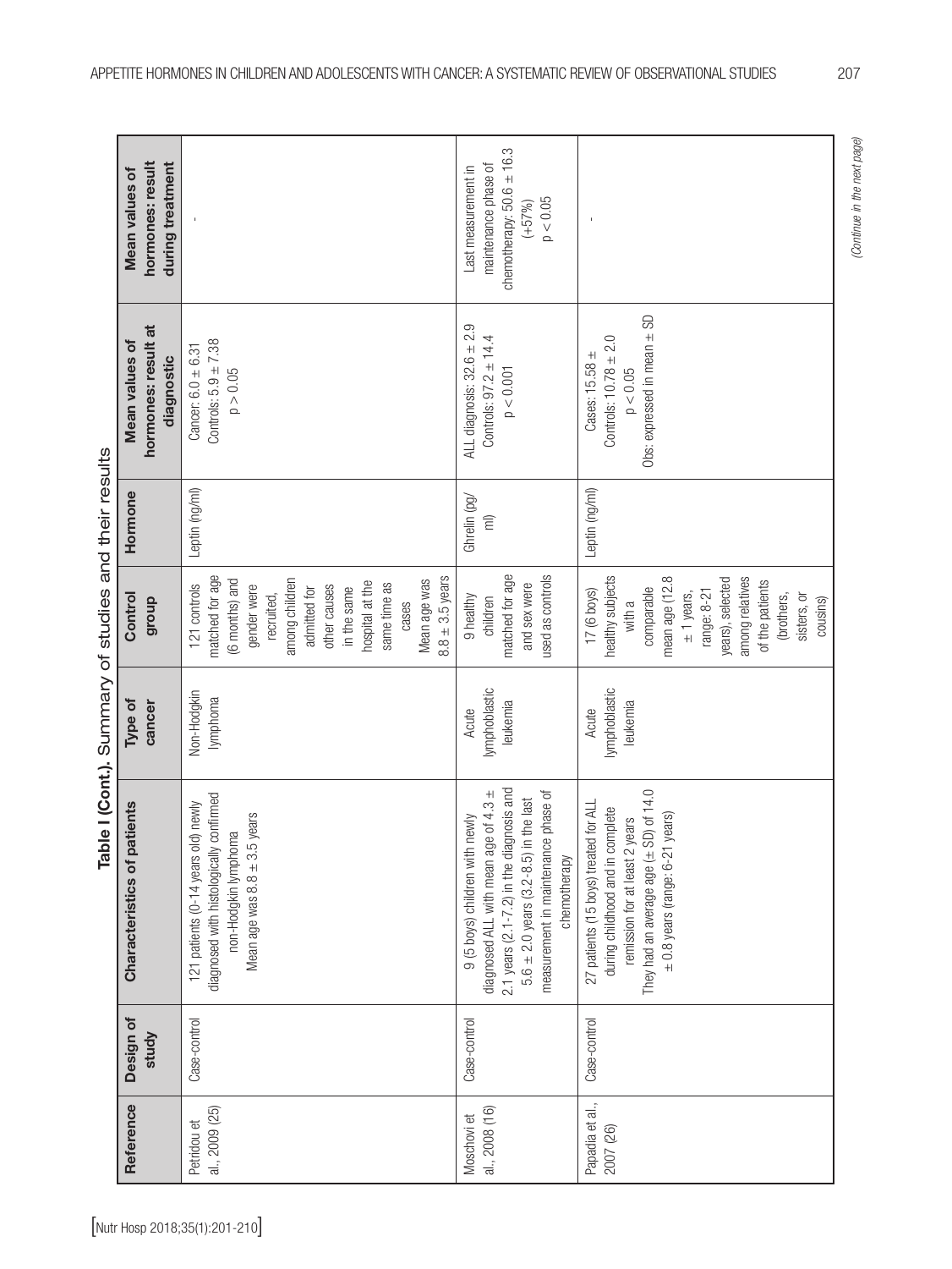**Table I (Cont.).** Summary of studies and their results

| Reference | Design of study | Characteristics of patients | Type of cancer | Control group | Hormone | Mean values of hormones: result at diagnostic | Mean values of hormones: result during treatment |
|---|---|---|---|---|---|---|---|
| Petridou et al., 2009 (25) | Case-control | 121 patients (0-14 years old) newly diagnosed with histologically confirmed non-Hodgkin lymphoma<br>Mean age was 8.8 ± 3.5 years | Non-Hodgkin lymphoma | 121 controls matched for age (6 months) and gender were recruited, among children admitted for other causes in the same hospital at the same time as cases<br>Mean age was 8.8 ± 3.5 years | Leptin (ng/ml) | Cancer: 6.0 ± 6.31<br>Controls: 5.9 ± 7.38<br>p > 0.05 | - |
| Moschovi et al., 2008 (16) | Case-control | 9 (5 boys) children with newly diagnosed ALL with mean age of 4.3 ± 2.1 years (2.1-7.2) in the diagnosis and 5.6 ± 2.0 years (3.2-8.5) in the last measurement in maintenance phase of chemotherapy | Acute lymphoblastic leukemia | 9 healthy children matched for age and sex were used as controls | Ghrelin (pg/ml) | ALL diagnosis: 32.6 ± 2.9<br>Controls: 97.2 ± 14.4<br>p < 0.001 | Last measurement in maintenance phase of chemotherapy: 50.6 ± 16.3 (+57%)<br>p < 0.05 |
| Papadia et al., 2007 (26) | Case-control | 27 patients (15 boys) treated for ALL during childhood and in complete remission for at least 2 years<br>They had an average age (± SD) of 14.0 ± 0.8 years (range: 6-21 years) | Acute lymphoblastic leukemia | 17 (6 boys) healthy subjects with a comparable mean age (12.8 ± 1 years, range: 8-21 years), selected among relatives of the patients (brothers, sisters, or cousins) | Leptin (ng/ml) | Cases: 15.58 ±<br>Controls: 10.78 ± 2.0<br>p < 0.05<br>Obs: expressed in mean ± SD | - |

*(Continue in the next page)*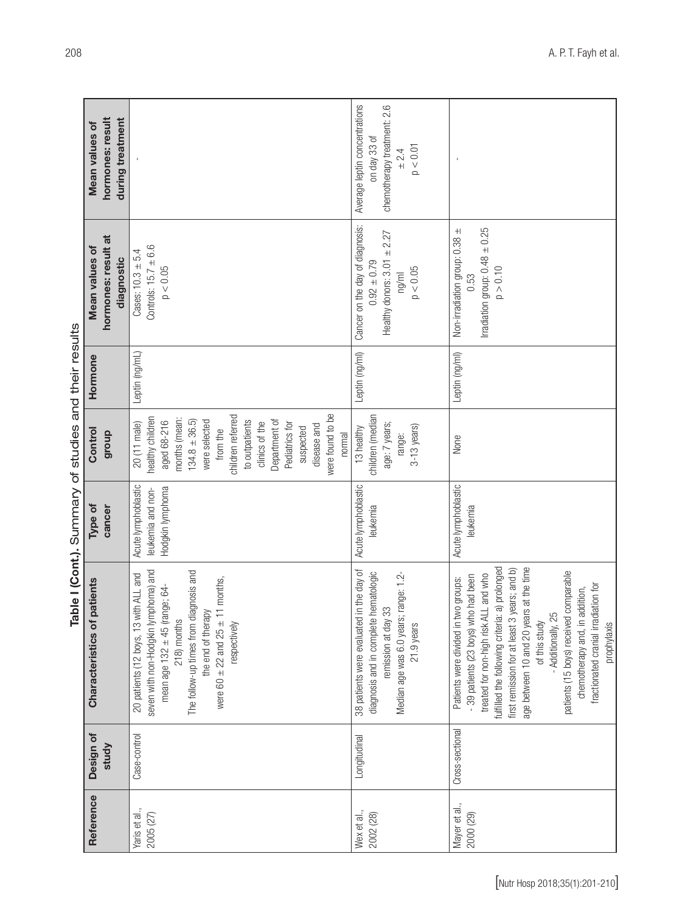**Table I (Cont.).** Summary of studies and their results

| Reference | Design of study | Characteristics of patients | Type of cancer | Control group | Hormone | Mean values of hormones: result at diagnostic | Mean values of hormones: result during treatment |
|---|---|---|---|---|---|---|---|
| Yaris et al., 2005 (27) | Case-control | 20 patients (12 boys, 13 with ALL and seven with non-Hodgkin lymphoma) and mean age 132 ± 45 (range; 64-218) months. The follow-up times from diagnosis and the end of therapy were 60 ± 22 and 25 ± 11 months, respectively | Acute lymphoblastic leukemia and non-Hodgkin lymphoma | 20 (11 male) healthy children aged 68-216 months (mean: 134.8 ± 36.5) were selected from the children referred to outpatients clinics of the Department of Pediatrics for suspected disease and were found to be normal | Leptin (ng/mL) | Cases: 10.3 ± 5.4<br>Controls: 15.7 ± 6.6<br>$p < 0.05$ | - |
| Wex et al., 2002 (28) | Longitudinal | 38 patients were evaluated in the day of diagnosis and in complete hematologic remission at day 33<br>Median age was 6.0 years; range: 1.2-21.9 years | Acute lymphoblastic leukemia | 13 healthy children (median age: 7 years; range: 3-13 years) | Leptin (ng/ml) | Cancer on the day of diagnosis: 0.92 ± 0.79<br>Healthy donors: 3.01 ± 2.27 ng/ml<br>$p < 0.05$ | Average leptin concentrations on day 33 of chemotherapy treatment: 2.6 ± 2.4<br>$p < 0.01$ |
| Mayer et al., 2000 (29) | Cross-sectional | Patients were divided in two groups:<br>- 39 patients (23 boys) who had been treated for non-high risk ALL and who fulfilled the following criteria: a) prolonged first remission for at least 3 years; and b) age between 10 and 20 years at the time of this study<br>- Additionally, 25 patients (15 boys) received comparable chemotherapy and, in addition, fractionated cranial irradiation for prophylaxis | Acute lymphoblastic leukemia | None | Leptin (ng/ml) | Non-irradiation group: 0.38 ± 0.53<br>Irradiation group: 0.48 ± 0.25<br>$p > 0.10$ | - |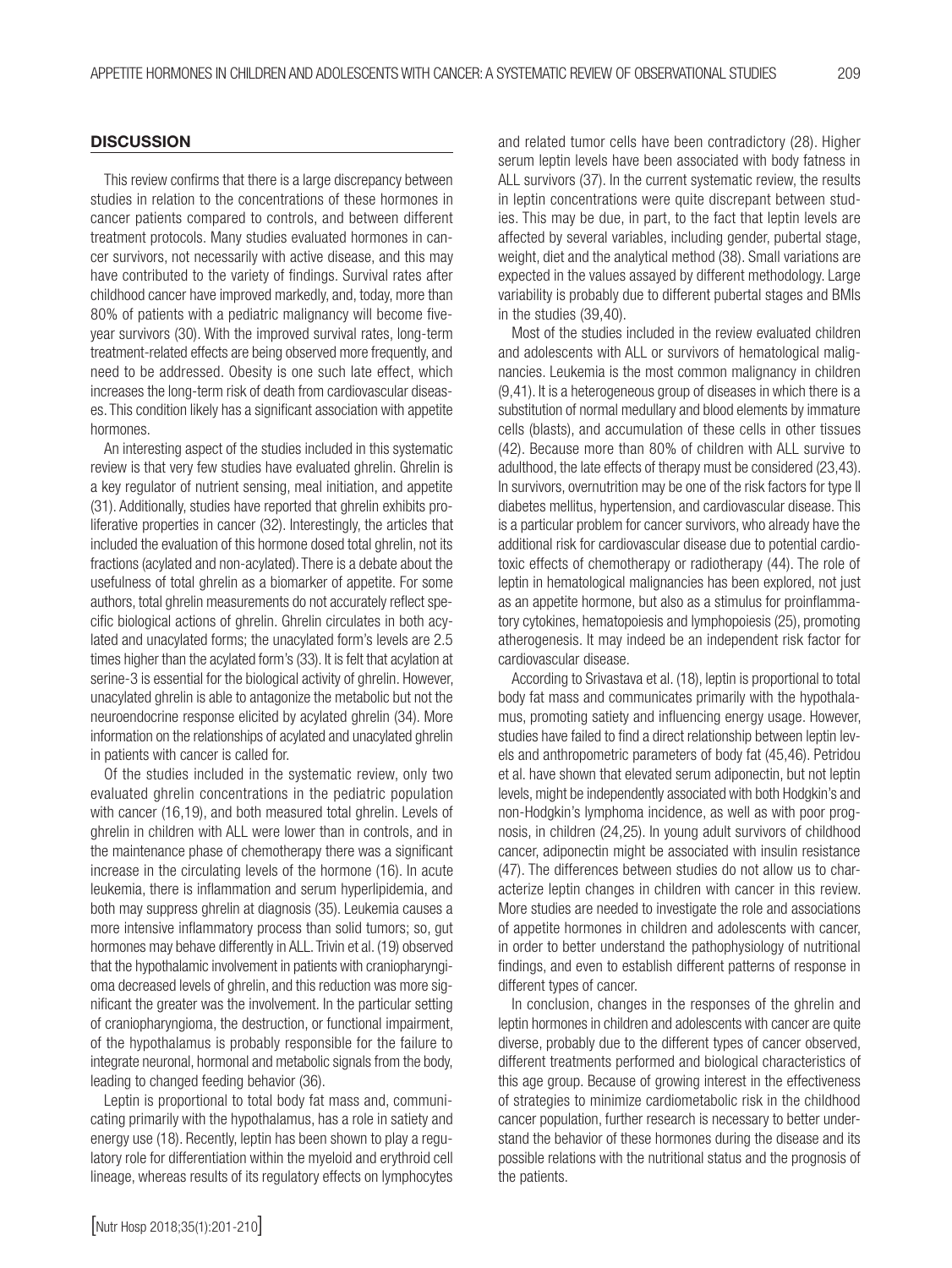## DISCUSSION

This review confirms that there is a large discrepancy between studies in relation to the concentrations of these hormones in cancer patients compared to controls, and between different treatment protocols. Many studies evaluated hormones in cancer survivors, not necessarily with active disease, and this may have contributed to the variety of findings. Survival rates after childhood cancer have improved markedly, and, today, more than 80% of patients with a pediatric malignancy will become five-year survivors (30). With the improved survival rates, long-term treatment-related effects are being observed more frequently, and need to be addressed. Obesity is one such late effect, which increases the long-term risk of death from cardiovascular diseases. This condition likely has a significant association with appetite hormones.

An interesting aspect of the studies included in this systematic review is that very few studies have evaluated ghrelin. Ghrelin is a key regulator of nutrient sensing, meal initiation, and appetite (31). Additionally, studies have reported that ghrelin exhibits proliferative properties in cancer (32). Interestingly, the articles that included the evaluation of this hormone dosed total ghrelin, not its fractions (acylated and non-acylated). There is a debate about the usefulness of total ghrelin as a biomarker of appetite. For some authors, total ghrelin measurements do not accurately reflect specific biological actions of ghrelin. Ghrelin circulates in both acylated and unacylated forms; the unacylated form's levels are 2.5 times higher than the acylated form's (33). It is felt that acylation at serine-3 is essential for the biological activity of ghrelin. However, unacylated ghrelin is able to antagonize the metabolic but not the neuroendocrine response elicited by acylated ghrelin (34). More information on the relationships of acylated and unacylated ghrelin in patients with cancer is called for.

Of the studies included in the systematic review, only two evaluated ghrelin concentrations in the pediatric population with cancer (16,19), and both measured total ghrelin. Levels of ghrelin in children with ALL were lower than in controls, and in the maintenance phase of chemotherapy there was a significant increase in the circulating levels of the hormone (16). In acute leukemia, there is inflammation and serum hyperlipidemia, and both may suppress ghrelin at diagnosis (35). Leukemia causes a more intensive inflammatory process than solid tumors; so, gut hormones may behave differently in ALL. Trivin et al. (19) observed that the hypothalamic involvement in patients with craniopharyngioma decreased levels of ghrelin, and this reduction was more significant the greater was the involvement. In the particular setting of craniopharyngioma, the destruction, or functional impairment, of the hypothalamus is probably responsible for the failure to integrate neuronal, hormonal and metabolic signals from the body, leading to changed feeding behavior (36).

Leptin is proportional to total body fat mass and, communicating primarily with the hypothalamus, has a role in satiety and energy use (18). Recently, leptin has been shown to play a regulatory role for differentiation within the myeloid and erythroid cell lineage, whereas results of its regulatory effects on lymphocytes and related tumor cells have been contradictory (28). Higher serum leptin levels have been associated with body fatness in ALL survivors (37). In the current systematic review, the results in leptin concentrations were quite discrepant between studies. This may be due, in part, to the fact that leptin levels are affected by several variables, including gender, pubertal stage, weight, diet and the analytical method (38). Small variations are expected in the values assayed by different methodology. Large variability is probably due to different pubertal stages and BMIs in the studies (39,40).

Most of the studies included in the review evaluated children and adolescents with ALL or survivors of hematological malignancies. Leukemia is the most common malignancy in children (9,41). It is a heterogeneous group of diseases in which there is a substitution of normal medullary and blood elements by immature cells (blasts), and accumulation of these cells in other tissues (42). Because more than 80% of children with ALL survive to adulthood, the late effects of therapy must be considered (23,43). In survivors, overnutrition may be one of the risk factors for type II diabetes mellitus, hypertension, and cardiovascular disease. This is a particular problem for cancer survivors, who already have the additional risk for cardiovascular disease due to potential cardiotoxic effects of chemotherapy or radiotherapy (44). The role of leptin in hematological malignancies has been explored, not just as an appetite hormone, but also as a stimulus for proinflammatory cytokines, hematopoiesis and lymphopoiesis (25), promoting atherogenesis. It may indeed be an independent risk factor for cardiovascular disease.

According to Srivastava et al. (18), leptin is proportional to total body fat mass and communicates primarily with the hypothalamus, promoting satiety and influencing energy usage. However, studies have failed to find a direct relationship between leptin levels and anthropometric parameters of body fat (45,46). Petridou et al. have shown that elevated serum adiponectin, but not leptin levels, might be independently associated with both Hodgkin's and non-Hodgkin's lymphoma incidence, as well as with poor prognosis, in children (24,25). In young adult survivors of childhood cancer, adiponectin might be associated with insulin resistance (47). The differences between studies do not allow us to characterize leptin changes in children with cancer in this review. More studies are needed to investigate the role and associations of appetite hormones in children and adolescents with cancer, in order to better understand the pathophysiology of nutritional findings, and even to establish different patterns of response in different types of cancer.

In conclusion, changes in the responses of the ghrelin and leptin hormones in children and adolescents with cancer are quite diverse, probably due to the different types of cancer observed, different treatments performed and biological characteristics of this age group. Because of growing interest in the effectiveness of strategies to minimize cardiometabolic risk in the childhood cancer population, further research is necessary to better understand the behavior of these hormones during the disease and its possible relations with the nutritional status and the prognosis of the patients.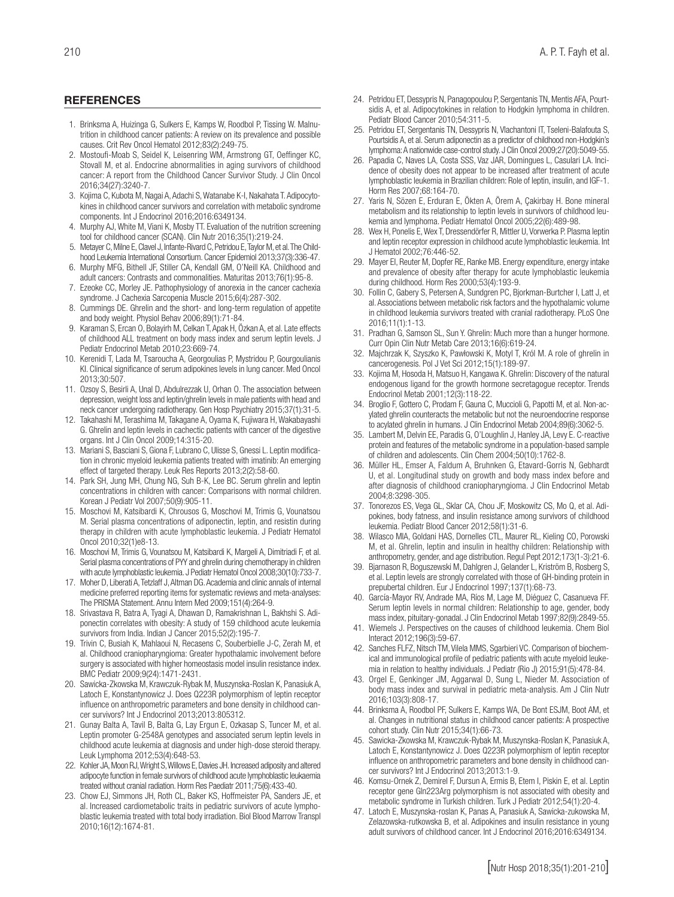## REFERENCES

1. Brinksma A, Huizinga G, Sulkers E, Kamps W, Roodbol P, Tissing W. Malnutrition in childhood cancer patients: A review on its prevalence and possible causes. Crit Rev Oncol Hematol 2012;83(2):249-75.
2. Mostoufi-Moab S, Seidel K, Leisenring WM, Armstrong GT, Oeffinger KC, Stovall M, et al. Endocrine abnormalities in aging survivors of childhood cancer: A report from the Childhood Cancer Survivor Study. J Clin Oncol 2016;34(27):3240-7.
3. Kojima C, Kubota M, Nagai A, Adachi S, Watanabe K-I, Nakahata T. Adipocytokines in childhood cancer survivors and correlation with metabolic syndrome components. Int J Endocrinol 2016;2016:6349134.
4. Murphy AJ, White M, Viani K, Mosby TT. Evaluation of the nutrition screening tool for childhood cancer (SCAN). Clin Nutr 2016;35(1):219-24.
5. Metayer C, Milne E, Clavel J, Infante-Rivard C, Petridou E, Taylor M, et al. The Childhood Leukemia International Consortium. Cancer Epidemiol 2013;37(3):336-47.
6. Murphy MFG, Bithell JF, Stiller CA, Kendall GM, O'Neill KA. Childhood and adult cancers: Contrasts and commonalities. Maturitas 2013;76(1):95-8.
7. Ezeoke CC, Morley JE. Pathophysiology of anorexia in the cancer cachexia syndrome. J Cachexia Sarcopenia Muscle 2015;6(4):287-302.
8. Cummings DE. Ghrelin and the short- and long-term regulation of appetite and body weight. Physiol Behav 2006;89(1):71-84.
9. Karaman S, Ercan O, Bolayirh M, Celkan T, Apak H, Özkan A, et al. Late effects of childhood ALL treatment on body mass index and serum leptin levels. J Pediatr Endocrinol Metab 2010;23:669-74.
10. Kerenidi T, Lada M, Tsaroucha A, Georgoulias P, Mystridou P, Gourgoulianis KI. Clinical significance of serum adipokines levels in lung cancer. Med Oncol 2013;30:507.
11. Ozsoy S, Besirli A, Unal D, Abdulrezzak U, Orhan O. The association between depression, weight loss and leptin/ghrelin levels in male patients with head and neck cancer undergoing radiotherapy. Gen Hosp Psychiatry 2015;37(1):31-5.
12. Takahashi M, Terashima M, Takagane A, Oyama K, Fujiwara H, Wakabayashi G. Ghrelin and leptin levels in cachectic patients with cancer of the digestive organs. Int J Clin Oncol 2009;14:315-20.
13. Mariani S, Basciani S, Giona F, Lubrano C, Ulisse S, Gnessi L. Leptin modification in chronic myeloid leukemia patients treated with imatinib: An emerging effect of targeted therapy. Leuk Res Reports 2013;2(2):58-60.
14. Park SH, Jung MH, Chung NG, Suh B-K, Lee BC. Serum ghrelin and leptin concentrations in children with cancer: Comparisons with normal children. Korean J Pediatr Vol 2007;50(9):905-11.
15. Moschovi M, Katsibardi K, Chrousos G, Moschovi M, Trimis G, Vounatsou M. Serial plasma concentrations of adiponectin, leptin, and resistin during therapy in children with acute lymphoblastic leukemia. J Pediatr Hematol Oncol 2010;32(1)e8-13.
16. Moschovi M, Trimis G, Vounatsou M, Katsibardi K, Margeli A, Dimitriadi F, et al. Serial plasma concentrations of PYY and ghrelin during chemotherapy in children with acute lymphoblastic leukemia. J Pediatr Hematol Oncol 2008;30(10):733-7.
17. Moher D, Liberati A, Tetzlaff J, Altman DG. Academia and clinic annals of internal medicine preferred reporting items for systematic reviews and meta-analyses: The PRISMA Statement. Annu Intern Med 2009;151(4):264-9.
18. Srivastava R, Batra A, Tyagi A, Dhawan D, Ramakrishnan L, Bakhshi S. Adiponectin correlates with obesity: A study of 159 childhood acute leukemia survivors from India. Indian J Cancer 2015;52(2):195-7.
19. Trivin C, Busiah K, Mahlaoui N, Recasens C, Souberbielle J-C, Zerah M, et al. Childhood craniopharyngioma: Greater hypothalamic involvement before surgery is associated with higher homeostasis model insulin resistance index. BMC Pediatr 2009;9(24):1471-2431.
20. Sawicka-Zkowska M, Krawczuk-Rybak M, Muszynska-Roslan K, Panasiuk A, Latoch E, Konstantynowicz J. Does Q223R polymorphism of leptin receptor influence on anthropometric parameters and bone density in childhood cancer survivors? Int J Endocrinol 2013;2013:805312.
21. Gunay Balta A, Tavil B, Balta G, Lay Ergun E, Ozkasap S, Tuncer M, et al. Leptin promoter G-2548A genotypes and associated serum leptin levels in childhood acute leukemia at diagnosis and under high-dose steroid therapy. Leuk Lymphoma 2012;53(4):648-53.
22. Kohler JA, Moon RJ, Wright S, Willows E, Davies JH. Increased adiposity and altered adipocyte function in female survivors of childhood acute lymphoblastic leukaemia treated without cranial radiation. Horm Res Paediatr 2011;75(6):433-40.
23. Chow EJ, Simmons JH, Roth CL, Baker KS, Hoffmeister PA, Sanders JE, et al. Increased cardiometabolic traits in pediatric survivors of acute lymphoblastic leukemia treated with total body irradiation. Biol Blood Marrow Transpl 2010;16(12):1674-81.
24. Petridou ET, Dessypris N, Panagopoulou P, Sergentanis TN, Mentis AFA, Pourtsidis A, et al. Adipocytokines in relation to Hodgkin lymphoma in children. Pediatr Blood Cancer 2010;54:311-5.
25. Petridou ET, Sergentanis TN, Dessypris N, Vlachantoni IT, Tseleni-Balafouta S, Pourtsidis A, et al. Serum adiponectin as a predictor of childhood non-Hodgkin's lymphoma: A nationwide case-control study. J Clin Oncol 2009;27(20):5049-55.
26. Papadia C, Naves LA, Costa SSS, Vaz JAR, Domingues L, Casulari LA. Incidence of obesity does not appear to be increased after treatment of acute lymphoblastic leukemia in Brazilian children: Role of leptin, insulin, and IGF-1. Horm Res 2007;68:164-70.
27. Yaris N, Sözen E, Erduran E, Ökten A, Örem A, Çakirbay H. Bone mineral metabolism and its relationship to leptin levels in survivors of childhood leukemia and lymphoma. Pediatr Hematol Oncol 2005;22(6):489-98.
28. Wex H, Ponelis E, Wex T, Dressendörfer R, Mittler U, Vorwerka P. Plasma leptin and leptin receptor expression in childhood acute lymphoblastic leukemia. Int J Hematol 2002;76:446-52.
29. Mayer EI, Reuter M, Dopfer RE, Ranke MB. Energy expenditure, energy intake and prevalence of obesity after therapy for acute lymphoblastic leukemia during childhood. Horm Res 2000;53(4):193-9.
30. Follin C, Gabery S, Petersen A, Sundgren PC, Bjorkman-Burtcher I, Latt J, et al. Associations between metabolic risk factors and the hypothalamic volume in childhood leukemia survivors treated with cranial radiotherapy. PLoS One 2016;11(1):1-13.
31. Pradhan G, Samson SL, Sun Y. Ghrelin: Much more than a hunger hormone. Curr Opin Clin Nutr Metab Care 2013;16(6):619-24.
32. Majchrzak K, Szyszko K, Pawłowski K, Motyl T, Król M. A role of ghrelin in cancerogenesis. Pol J Vet Sci 2012;15(1):189-97.
33. Kojima M, Hosoda H, Matsuo H, Kangawa K. Ghrelin: Discovery of the natural endogenous ligand for the growth hormone secretagogue receptor. Trends Endocrinol Metab 2001;12(3):118-22.
34. Broglio F, Gottero C, Prodam F, Gauna C, Muccioli G, Papotti M, et al. Non-acylated ghrelin counteracts the metabolic but not the neuroendocrine response to acylated ghrelin in humans. J Clin Endocrinol Metab 2004;89(6):3062-5.
35. Lambert M, Delvin EE, Paradis G, O'Loughlin J, Hanley JA, Levy E. C-reactive protein and features of the metabolic syndrome in a population-based sample of children and adolescents. Clin Chem 2004;50(10):1762-8.
36. Müller HL, Emser A, Faldum A, Bruhnken G, Etavard-Gorris N, Gebhardt U, et al. Longitudinal study on growth and body mass index before and after diagnosis of childhood craniopharyngioma. J Clin Endocrinol Metab 2004;8:3298-305.
37. Tonorezos ES, Vega GL, Sklar CA, Chou JF, Moskowitz CS, Mo Q, et al. Adipokines, body fatness, and insulin resistance among survivors of childhood leukemia. Pediatr Blood Cancer 2012;58(1):31-6.
38. Wilasco MIA, Goldani HAS, Dornelles CTL, Maurer RL, Kieling CO, Porowski M, et al. Ghrelin, leptin and insulin in healthy children: Relationship with anthropometry, gender, and age distribution. Regul Pept 2012;173(1-3):21-6.
39. Bjarnason R, Boguszewski M, Dahlgren J, Gelander L, Kriström B, Rosberg S, et al. Leptin levels are strongly correlated with those of GH-binding protein in prepubertal children. Eur J Endocrinol 1997;137(1):68-73.
40. García-Mayor RV, Andrade MA, Ríos M, Lage M, Diéguez C, Casanueva FF. Serum leptin levels in normal children: Relationship to age, gender, body mass index, pituitary-gonadal. J Clin Endocrinol Metab 1997;82(9):2849-55.
41. Wiemels J. Perspectives on the causes of childhood leukemia. Chem Biol Interact 2012;196(3):59-67.
42. Sanches FLFZ, Nitsch TM, Vilela MMS, Sgarbieri VC. Comparison of biochemical and immunological profile of pediatric patients with acute myeloid leukemia in relation to healthy individuals. J Pediatr (Rio J) 2015;91(5):478-84.
43. Orgel E, Genkinger JM, Aggarwal D, Sung L, Nieder M. Association of body mass index and survival in pediatric meta-analysis. Am J Clin Nutr 2016;103(3):808-17.
44. Brinksma A, Roodbol PF, Sulkers E, Kamps WA, De Bont ESJM, Boot AM, et al. Changes in nutritional status in childhood cancer patients: A prospective cohort study. Clin Nutr 2015;34(1):66-73.
45. Sawicka-Zkowska M, Krawczuk-Rybak M, Muszynska-Roslan K, Panasiuk A, Latoch E, Konstantynowicz J. Does Q223R polymorphism of leptin receptor influence on anthropometric parameters and bone density in childhood cancer survivors? Int J Endocrinol 2013;2013:1-9.
46. Komsu-Ornek Z, Demirel F, Dursun A, Ermis B, Etem I, Piskin E, et al. Leptin receptor gene Gln223Arg polymorphism is not associated with obesity and metabolic syndrome in Turkish children. Turk J Pediatr 2012;54(1):20-4.
47. Latoch E, Muszynska-roslan K, Panas A, Panasiuk A, Sawicka-zukowska M, Zelazowska-rutkowska B, et al. Adipokines and insulin resistance in young adult survivors of childhood cancer. Int J Endocrinol 2016;2016:6349134.